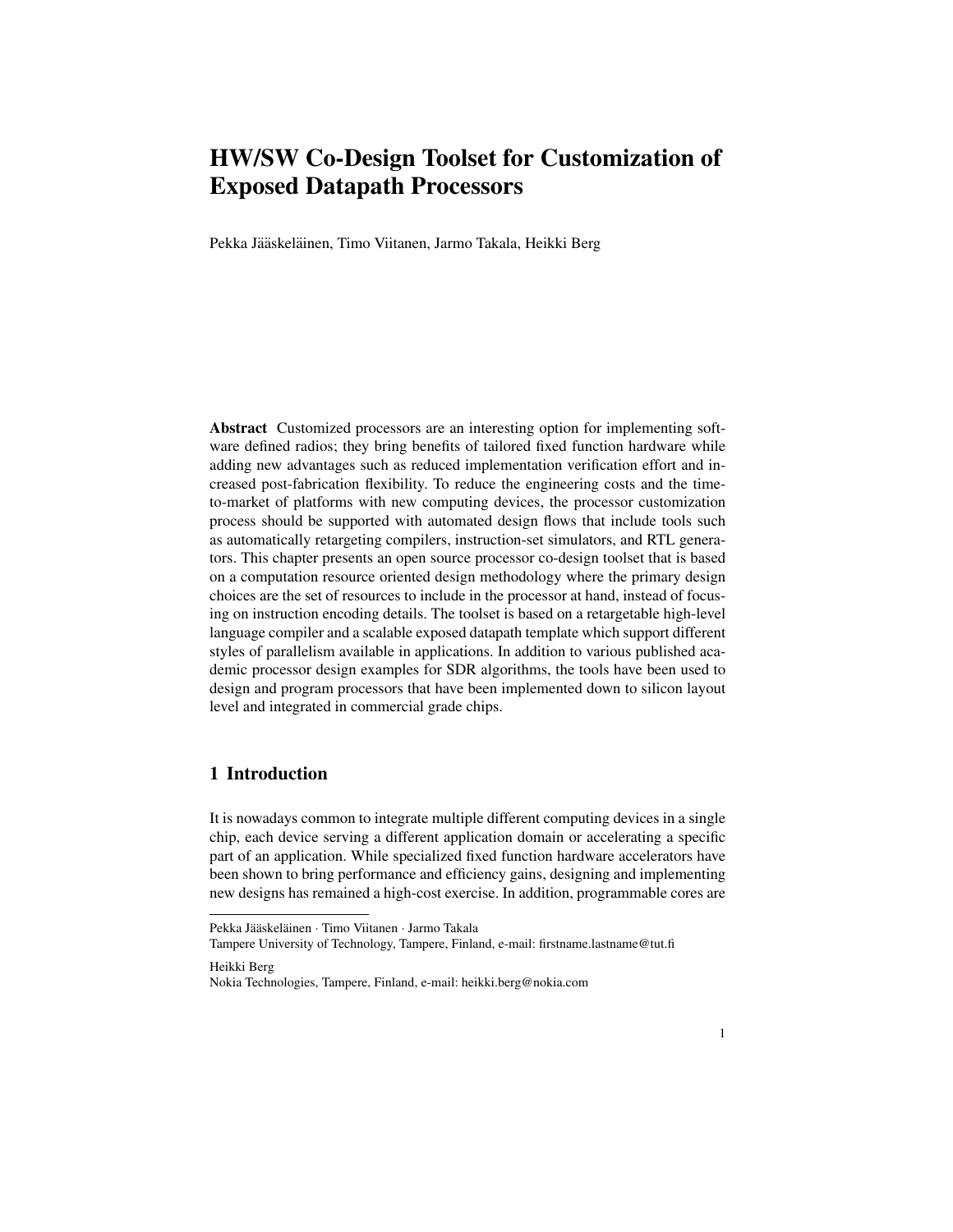# HW/SW Co-Design Toolset for Customization of Exposed Datapath Processors

Pekka Jääskeläinen, Timo Viitanen, Jarmo Takala, Heikki Berg

**Abstract** Customized processors are an interesting option for implementing software defined radios; they bring benefits of tailored fixed function hardware while adding new advantages such as reduced implementation verification effort and increased post-fabrication flexibility. To reduce the engineering costs and the time-to-market of platforms with new computing devices, the processor customization process should be supported with automated design flows that include tools such as automatically retargeting compilers, instruction-set simulators, and RTL generators. This chapter presents an open source processor co-design toolset that is based on a computation resource oriented design methodology where the primary design choices are the set of resources to include in the processor at hand, instead of focusing on instruction encoding details. The toolset is based on a retargetable high-level language compiler and a scalable exposed datapath template which support different styles of parallelism available in applications. In addition to various published academic processor design examples for SDR algorithms, the tools have been used to design and program processors that have been implemented down to silicon layout level and integrated in commercial grade chips.

## 1 Introduction

It is nowadays common to integrate multiple different computing devices in a single chip, each device serving a different application domain or accelerating a specific part of an application. While specialized fixed function hardware accelerators have been shown to bring performance and efficiency gains, designing and implementing new designs has remained a high-cost exercise. In addition, programmable cores are

---

Pekka Jääskeläinen · Timo Viitanen · Jarmo Takala
Tampere University of Technology, Tampere, Finland, e-mail: firstname.lastname@tut.fi

Heikki Berg
Nokia Technologies, Tampere, Finland, e-mail: heikki.berg@nokia.com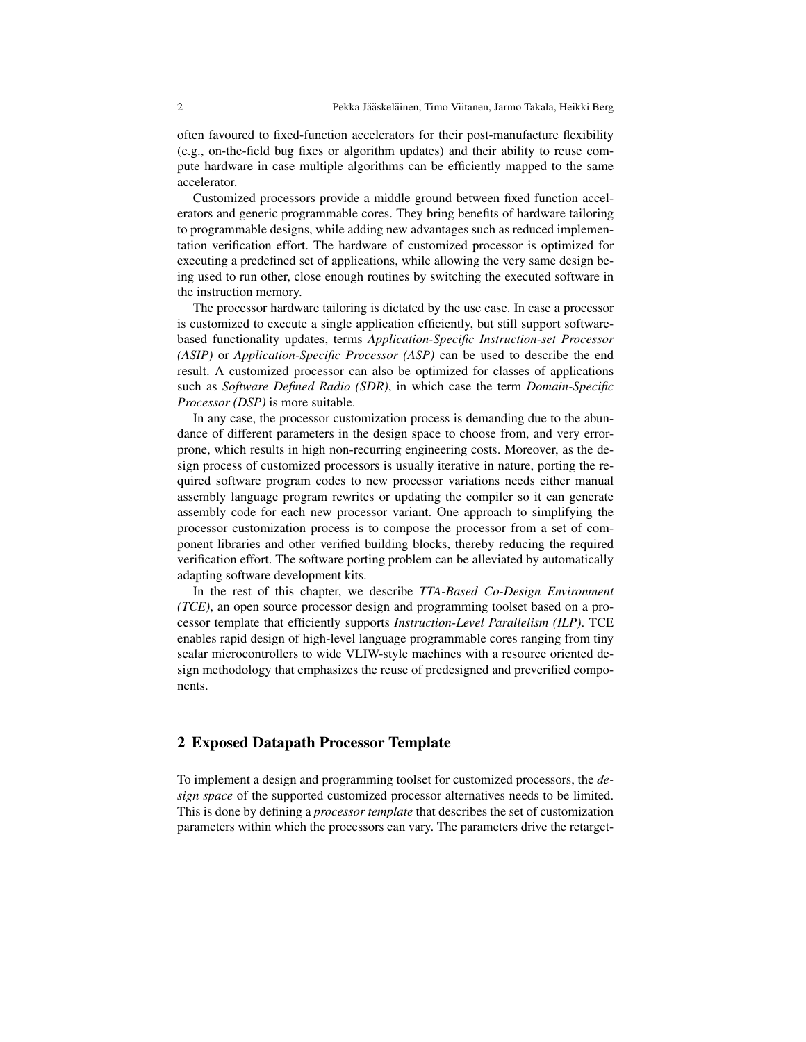often favoured to fixed-function accelerators for their post-manufacture flexibility (e.g., on-the-field bug fixes or algorithm updates) and their ability to reuse compute hardware in case multiple algorithms can be efficiently mapped to the same accelerator.

Customized processors provide a middle ground between fixed function accelerators and generic programmable cores. They bring benefits of hardware tailoring to programmable designs, while adding new advantages such as reduced implementation verification effort. The hardware of customized processor is optimized for executing a predefined set of applications, while allowing the very same design being used to run other, close enough routines by switching the executed software in the instruction memory.

The processor hardware tailoring is dictated by the use case. In case a processor is customized to execute a single application efficiently, but still support software-based functionality updates, terms *Application-Specific Instruction-set Processor (ASIP)* or *Application-Specific Processor (ASP)* can be used to describe the end result. A customized processor can also be optimized for classes of applications such as *Software Defined Radio (SDR)*, in which case the term *Domain-Specific Processor (DSP)* is more suitable.

In any case, the processor customization process is demanding due to the abundance of different parameters in the design space to choose from, and very error-prone, which results in high non-recurring engineering costs. Moreover, as the design process of customized processors is usually iterative in nature, porting the required software program codes to new processor variations needs either manual assembly language program rewrites or updating the compiler so it can generate assembly code for each new processor variant. One approach to simplifying the processor customization process is to compose the processor from a set of component libraries and other verified building blocks, thereby reducing the required verification effort. The software porting problem can be alleviated by automatically adapting software development kits.

In the rest of this chapter, we describe *TTA-Based Co-Design Environment (TCE)*, an open source processor design and programming toolset based on a processor template that efficiently supports *Instruction-Level Parallelism (ILP)*. TCE enables rapid design of high-level language programmable cores ranging from tiny scalar microcontrollers to wide VLIW-style machines with a resource oriented design methodology that emphasizes the reuse of predesigned and preverified components.

## 2 Exposed Datapath Processor Template

To implement a design and programming toolset for customized processors, the *design space* of the supported customized processor alternatives needs to be limited. This is done by defining a *processor template* that describes the set of customization parameters within which the processors can vary. The parameters drive the retarget-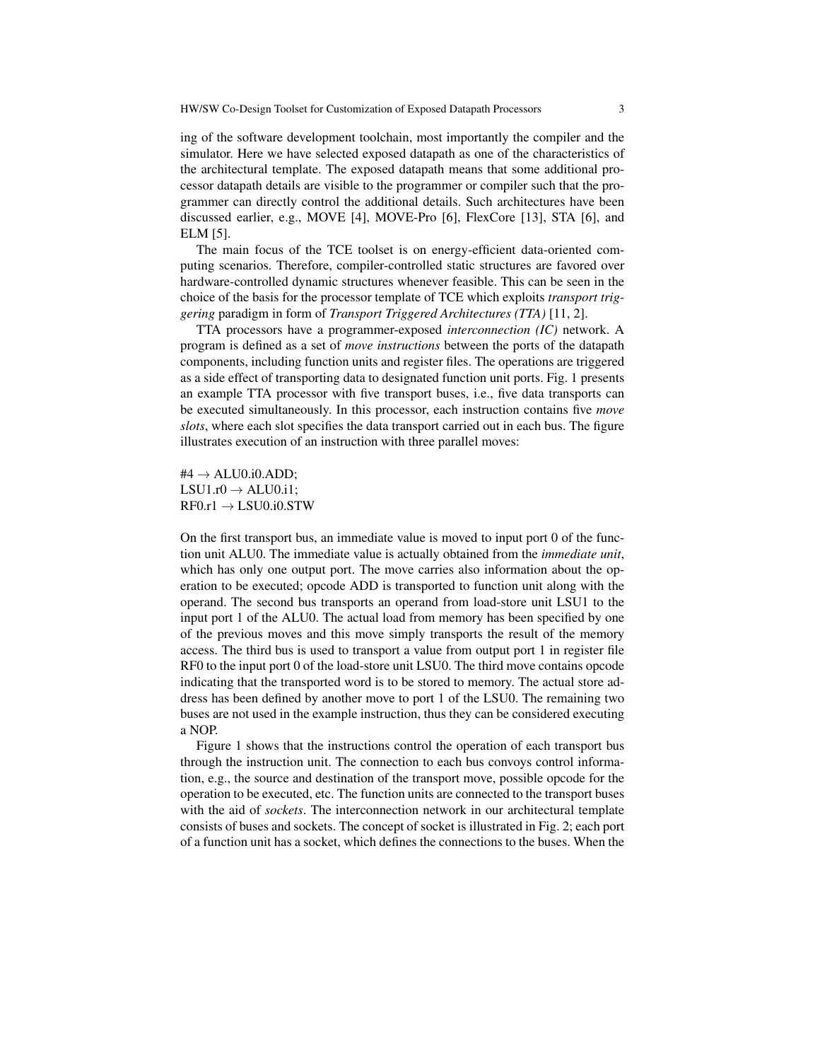ing of the software development toolchain, most importantly the compiler and the simulator. Here we have selected exposed datapath as one of the characteristics of the architectural template. The exposed datapath means that some additional processor datapath details are visible to the programmer or compiler such that the programmer can directly control the additional details. Such architectures have been discussed earlier, e.g., MOVE [4], MOVE-Pro [6], FlexCore [13], STA [6], and ELM [5].

The main focus of the TCE toolset is on energy-efficient data-oriented computing scenarios. Therefore, compiler-controlled static structures are favored over hardware-controlled dynamic structures whenever feasible. This can be seen in the choice of the basis for the processor template of TCE which exploits *transport triggering* paradigm in form of *Transport Triggered Architectures (TTA)* [11, 2].

TTA processors have a programmer-exposed *interconnection (IC)* network. A program is defined as a set of *move instructions* between the ports of the datapath components, including function units and register files. The operations are triggered as a side effect of transporting data to designated function unit ports. Fig. 1 presents an example TTA processor with five transport buses, i.e., five data transports can be executed simultaneously. In this processor, each instruction contains five *move slots*, where each slot specifies the data transport carried out in each bus. The figure illustrates execution of an instruction with three parallel moves:

#4 → ALU0.i0.ADD;
LSU1.r0 → ALU0.i1;
RF0.r1 → LSU0.i0.STW

On the first transport bus, an immediate value is moved to input port 0 of the function unit ALU0. The immediate value is actually obtained from the *immediate unit*, which has only one output port. The move carries also information about the operation to be executed; opcode ADD is transported to function unit along with the operand. The second bus transports an operand from load-store unit LSU1 to the input port 1 of the ALU0. The actual load from memory has been specified by one of the previous moves and this move simply transports the result of the memory access. The third bus is used to transport a value from output port 1 in register file RF0 to the input port 0 of the load-store unit LSU0. The third move contains opcode indicating that the transported word is to be stored to memory. The actual store address has been defined by another move to port 1 of the LSU0. The remaining two buses are not used in the example instruction, thus they can be considered executing a NOP.

Figure 1 shows that the instructions control the operation of each transport bus through the instruction unit. The connection to each bus convoys control information, e.g., the source and destination of the transport move, possible opcode for the operation to be executed, etc. The function units are connected to the transport buses with the aid of *sockets*. The interconnection network in our architectural template consists of buses and sockets. The concept of socket is illustrated in Fig. 2; each port of a function unit has a socket, which defines the connections to the buses. When the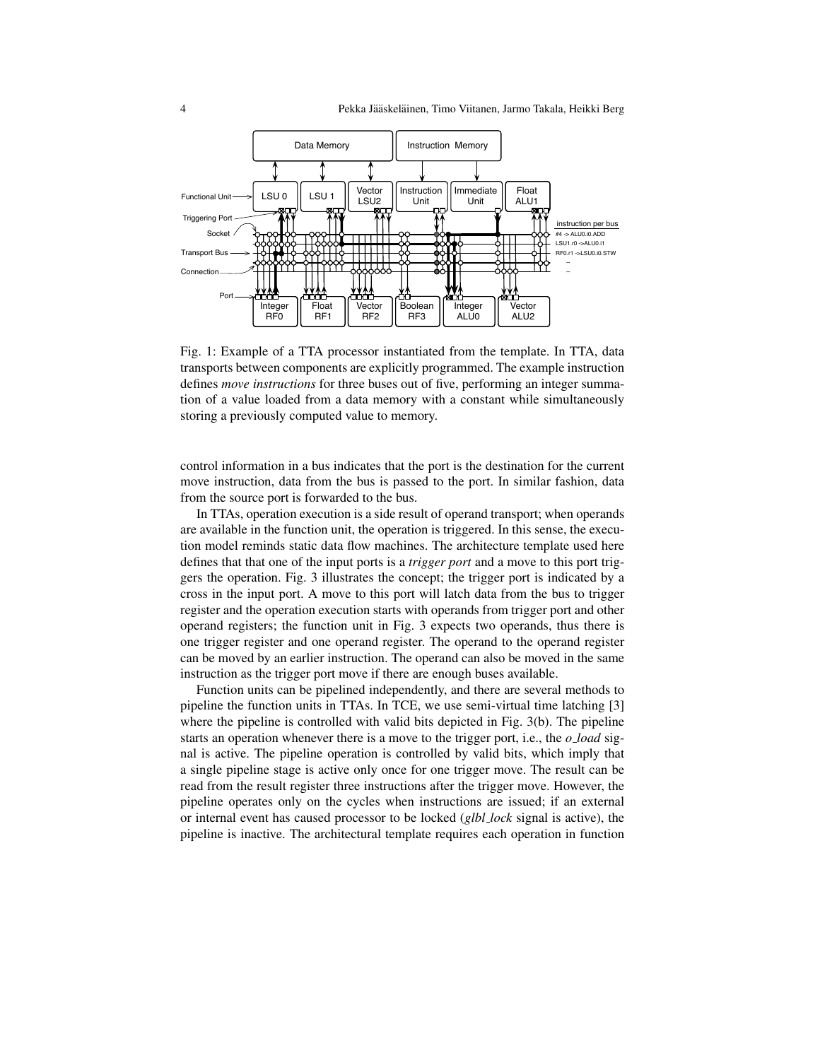Fig. 1: Example of a TTA processor instantiated from the template. In TTA, data transports between components are explicitly programmed. The example instruction defines *move instructions* for three buses out of five, performing an integer summation of a value loaded from a data memory with a constant while simultaneously storing a previously computed value to memory.

control information in a bus indicates that the port is the destination for the current move instruction, data from the bus is passed to the port. In similar fashion, data from the source port is forwarded to the bus.

In TTAs, operation execution is a side result of operand transport; when operands are available in the function unit, the operation is triggered. In this sense, the execution model reminds static data flow machines. The architecture template used here defines that that one of the input ports is a *trigger port* and a move to this port triggers the operation. Fig. 3 illustrates the concept; the trigger port is indicated by a cross in the input port. A move to this port will latch data from the bus to trigger register and the operation execution starts with operands from trigger port and other operand registers; the function unit in Fig. 3 expects two operands, thus there is one trigger register and one operand register. The operand to the operand register can be moved by an earlier instruction. The operand can also be moved in the same instruction as the trigger port move if there are enough buses available.

Function units can be pipelined independently, and there are several methods to pipeline the function units in TTAs. In TCE, we use semi-virtual time latching [3] where the pipeline is controlled with valid bits depicted in Fig. 3(b). The pipeline starts an operation whenever there is a move to the trigger port, i.e., the *o_load* signal is active. The pipeline operation is controlled by valid bits, which imply that a single pipeline stage is active only once for one trigger move. The result can be read from the result register three instructions after the trigger move. However, the pipeline operates only on the cycles when instructions are issued; if an external or internal event has caused processor to be locked (*glbl_lock* signal is active), the pipeline is inactive. The architectural template requires each operation in function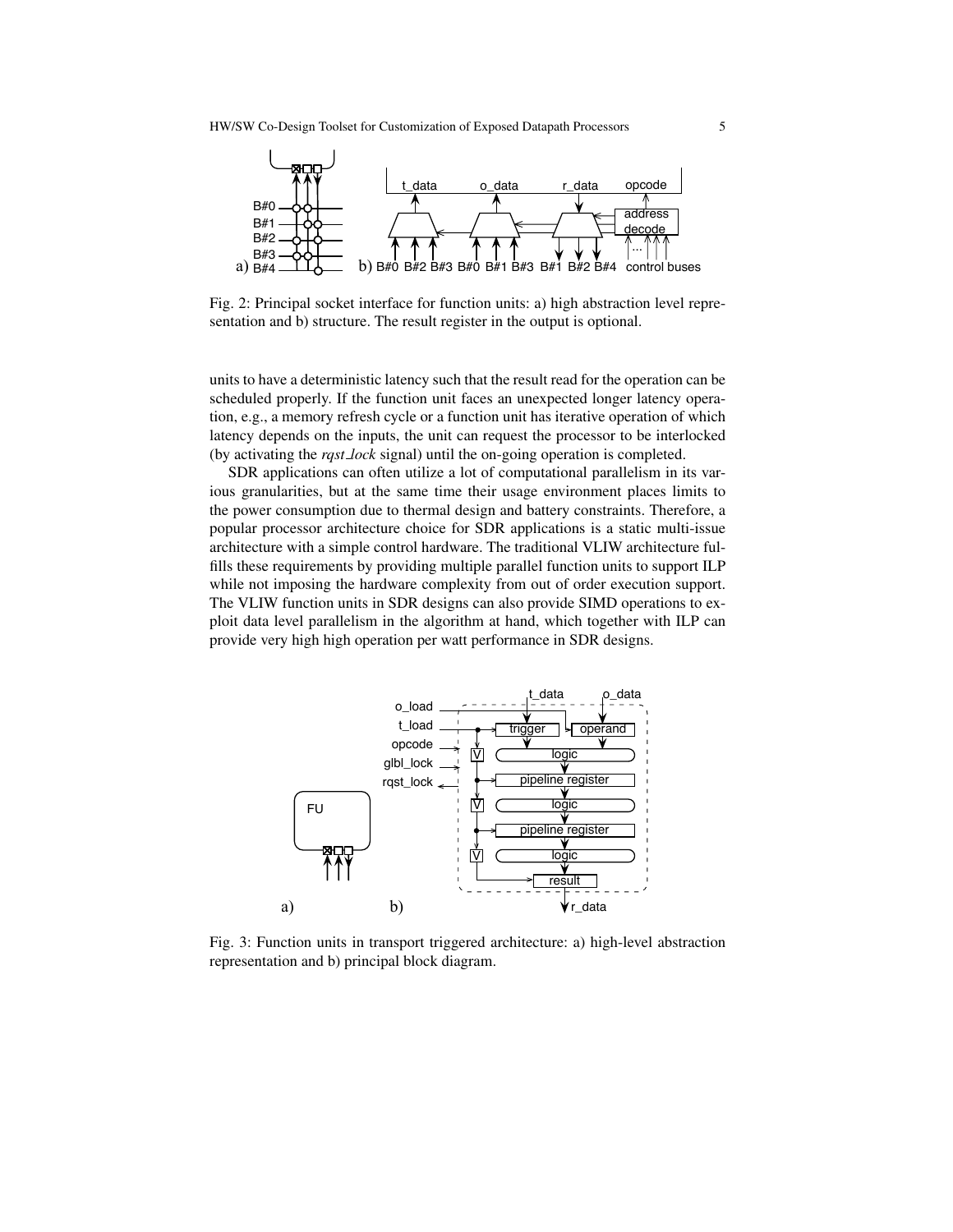Fig. 2: Principal socket interface for function units: a) high abstraction level representation and b) structure. The result register in the output is optional.

units to have a deterministic latency such that the result read for the operation can be scheduled properly. If the function unit faces an unexpected longer latency operation, e.g., a memory refresh cycle or a function unit has iterative operation of which latency depends on the inputs, the unit can request the processor to be interlocked (by activating the *rqst_lock* signal) until the on-going operation is completed.

SDR applications can often utilize a lot of computational parallelism in its various granularities, but at the same time their usage environment places limits to the power consumption due to thermal design and battery constraints. Therefore, a popular processor architecture choice for SDR applications is a static multi-issue architecture with a simple control hardware. The traditional VLIW architecture fulfills these requirements by providing multiple parallel function units to support ILP while not imposing the hardware complexity from out of order execution support. The VLIW function units in SDR designs can also provide SIMD operations to exploit data level parallelism in the algorithm at hand, which together with ILP can provide very high high operation per watt performance in SDR designs.

Fig. 3: Function units in transport triggered architecture: a) high-level abstraction representation and b) principal block diagram.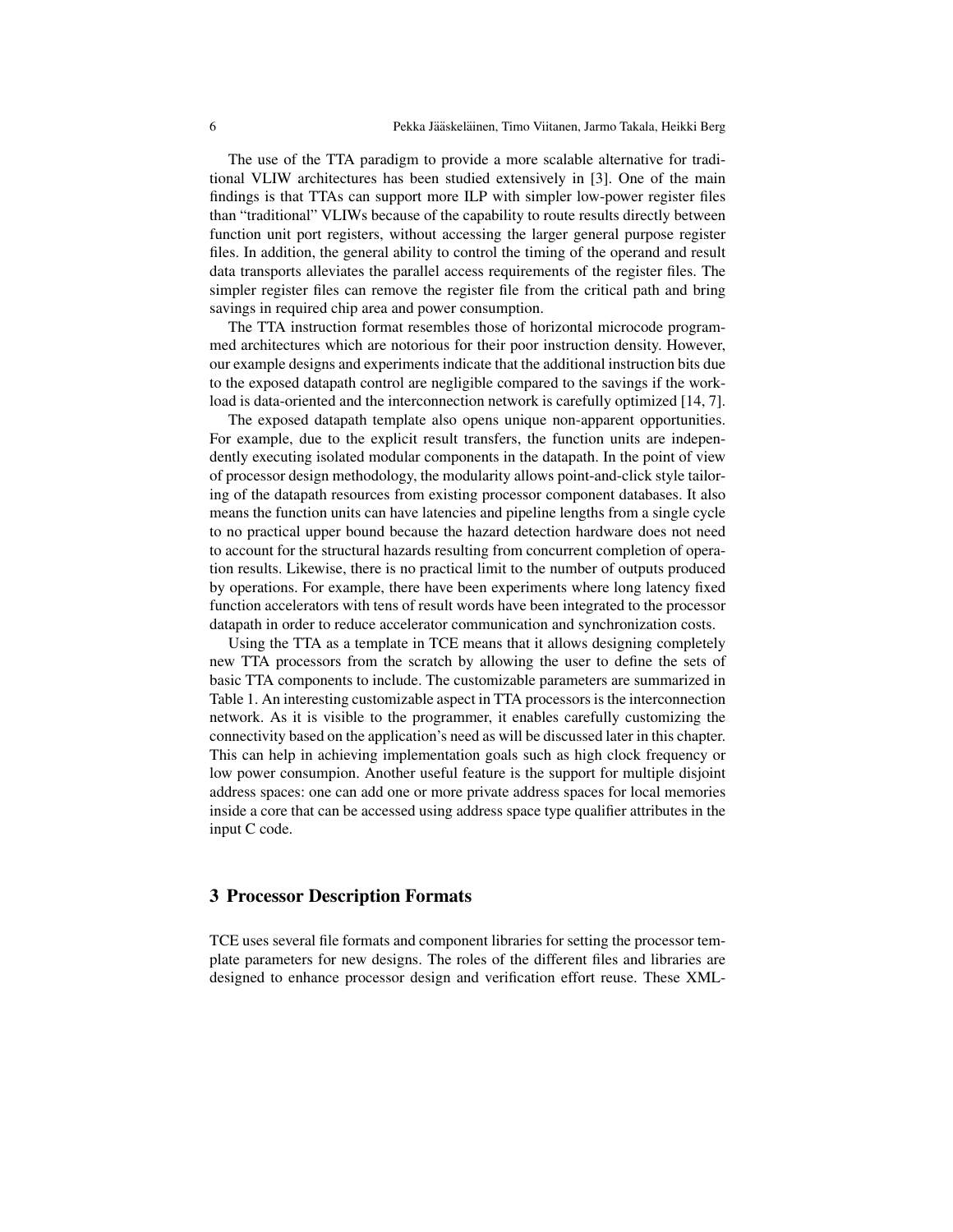The use of the TTA paradigm to provide a more scalable alternative for traditional VLIW architectures has been studied extensively in [3]. One of the main findings is that TTAs can support more ILP with simpler low-power register files than "traditional" VLIWs because of the capability to route results directly between function unit port registers, without accessing the larger general purpose register files. In addition, the general ability to control the timing of the operand and result data transports alleviates the parallel access requirements of the register files. The simpler register files can remove the register file from the critical path and bring savings in required chip area and power consumption.

The TTA instruction format resembles those of horizontal microcode programmed architectures which are notorious for their poor instruction density. However, our example designs and experiments indicate that the additional instruction bits due to the exposed datapath control are negligible compared to the savings if the workload is data-oriented and the interconnection network is carefully optimized [14, 7].

The exposed datapath template also opens unique non-apparent opportunities. For example, due to the explicit result transfers, the function units are independently executing isolated modular components in the datapath. In the point of view of processor design methodology, the modularity allows point-and-click style tailoring of the datapath resources from existing processor component databases. It also means the function units can have latencies and pipeline lengths from a single cycle to no practical upper bound because the hazard detection hardware does not need to account for the structural hazards resulting from concurrent completion of operation results. Likewise, there is no practical limit to the number of outputs produced by operations. For example, there have been experiments where long latency fixed function accelerators with tens of result words have been integrated to the processor datapath in order to reduce accelerator communication and synchronization costs.

Using the TTA as a template in TCE means that it allows designing completely new TTA processors from the scratch by allowing the user to define the sets of basic TTA components to include. The customizable parameters are summarized in Table 1. An interesting customizable aspect in TTA processors is the interconnection network. As it is visible to the programmer, it enables carefully customizing the connectivity based on the application's need as will be discussed later in this chapter. This can help in achieving implementation goals such as high clock frequency or low power consumpion. Another useful feature is the support for multiple disjoint address spaces: one can add one or more private address spaces for local memories inside a core that can be accessed using address space type qualifier attributes in the input C code.

## 3 Processor Description Formats

TCE uses several file formats and component libraries for setting the processor template parameters for new designs. The roles of the different files and libraries are designed to enhance processor design and verification effort reuse. These XML-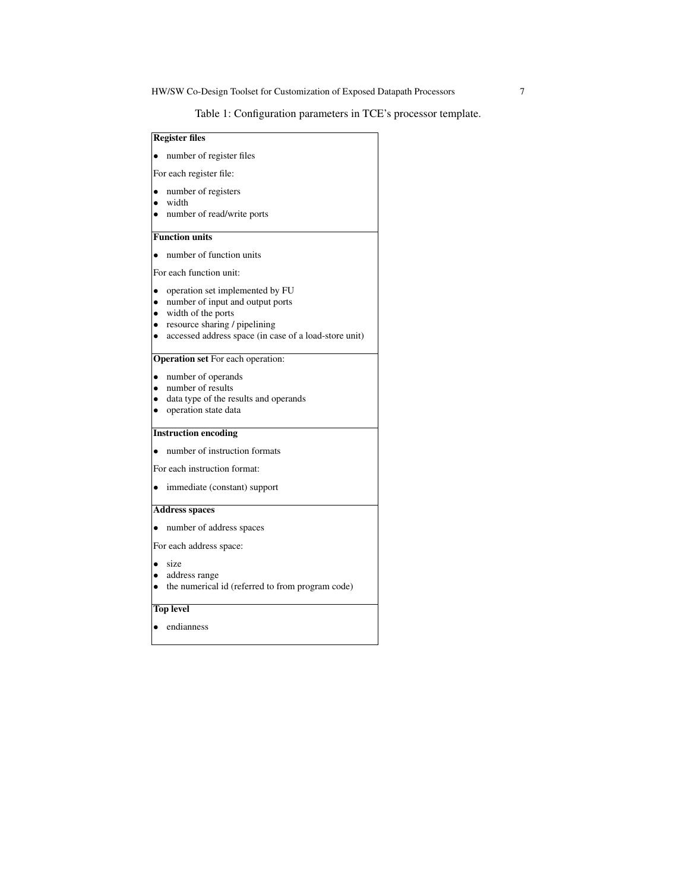Table 1: Configuration parameters in TCE's processor template.

**Register files**

- number of register files

For each register file:

- number of registers
- width
- number of read/write ports

**Function units**

- number of function units

For each function unit:

- operation set implemented by FU
- number of input and output ports
- width of the ports
- resource sharing / pipelining
- accessed address space (in case of a load-store unit)

**Operation set** For each operation:

- number of operands
- number of results
- data type of the results and operands
- operation state data

**Instruction encoding**

- number of instruction formats

For each instruction format:

- immediate (constant) support

**Address spaces**

- number of address spaces

For each address space:

- size
- address range
- the numerical id (referred to from program code)

**Top level**

- endianness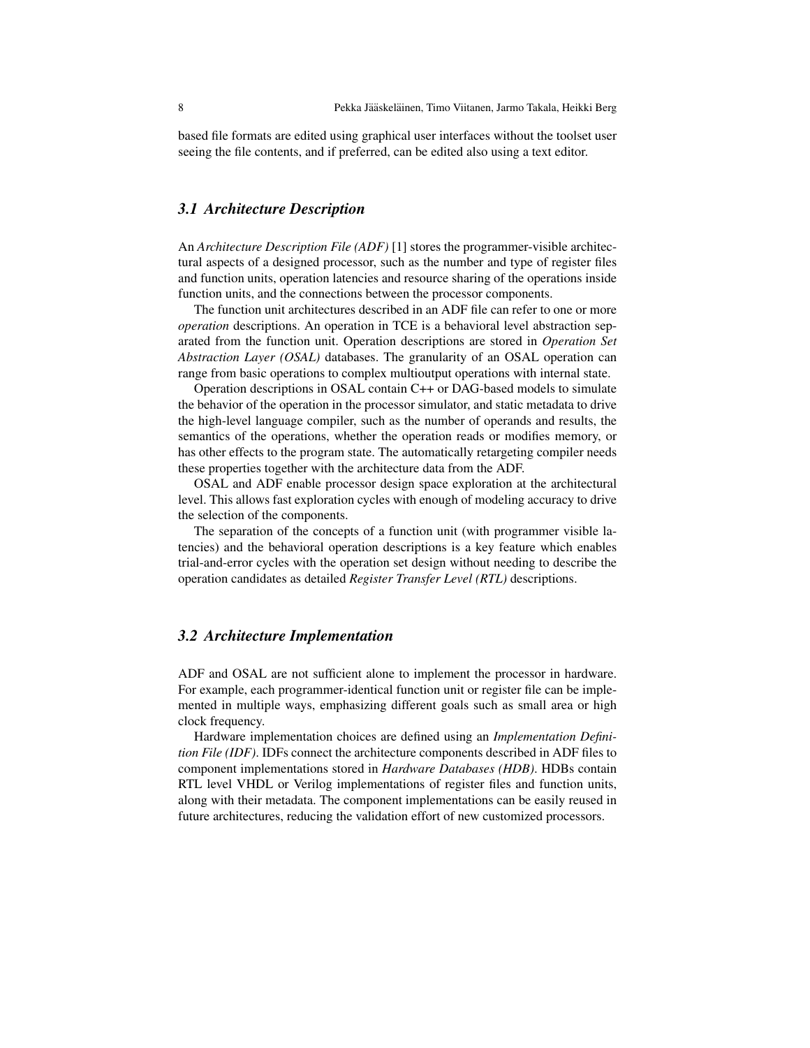based file formats are edited using graphical user interfaces without the toolset user seeing the file contents, and if preferred, can be edited also using a text editor.

### *3.1 Architecture Description*

An *Architecture Description File (ADF)* [1] stores the programmer-visible architectural aspects of a designed processor, such as the number and type of register files and function units, operation latencies and resource sharing of the operations inside function units, and the connections between the processor components.

The function unit architectures described in an ADF file can refer to one or more *operation* descriptions. An operation in TCE is a behavioral level abstraction separated from the function unit. Operation descriptions are stored in *Operation Set Abstraction Layer (OSAL)* databases. The granularity of an OSAL operation can range from basic operations to complex multioutput operations with internal state.

Operation descriptions in OSAL contain C++ or DAG-based models to simulate the behavior of the operation in the processor simulator, and static metadata to drive the high-level language compiler, such as the number of operands and results, the semantics of the operations, whether the operation reads or modifies memory, or has other effects to the program state. The automatically retargeting compiler needs these properties together with the architecture data from the ADF.

OSAL and ADF enable processor design space exploration at the architectural level. This allows fast exploration cycles with enough of modeling accuracy to drive the selection of the components.

The separation of the concepts of a function unit (with programmer visible latencies) and the behavioral operation descriptions is a key feature which enables trial-and-error cycles with the operation set design without needing to describe the operation candidates as detailed *Register Transfer Level (RTL)* descriptions.

### *3.2 Architecture Implementation*

ADF and OSAL are not sufficient alone to implement the processor in hardware. For example, each programmer-identical function unit or register file can be implemented in multiple ways, emphasizing different goals such as small area or high clock frequency.

Hardware implementation choices are defined using an *Implementation Definition File (IDF)*. IDFs connect the architecture components described in ADF files to component implementations stored in *Hardware Databases (HDB)*. HDBs contain RTL level VHDL or Verilog implementations of register files and function units, along with their metadata. The component implementations can be easily reused in future architectures, reducing the validation effort of new customized processors.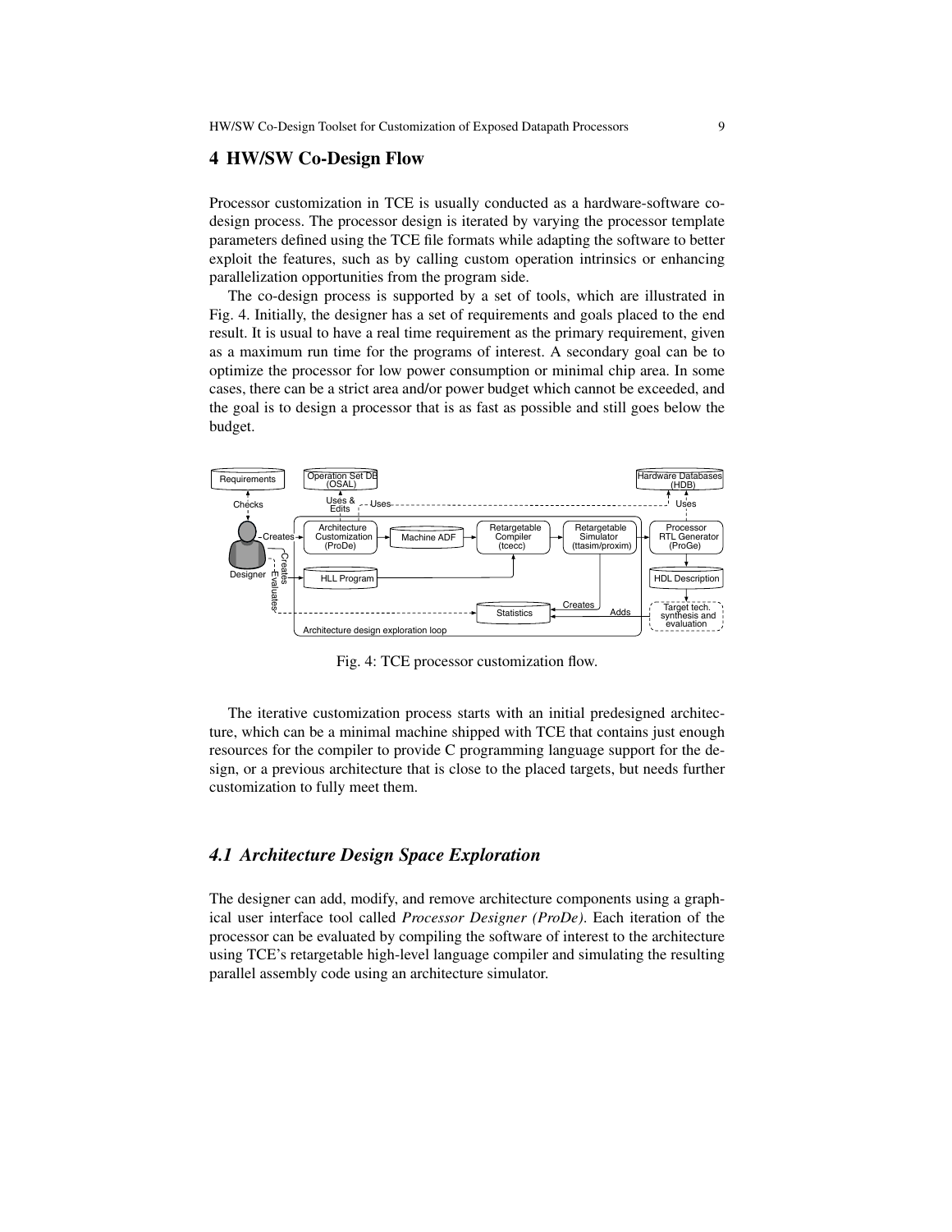## 4 HW/SW Co-Design Flow

Processor customization in TCE is usually conducted as a hardware-software co-design process. The processor design is iterated by varying the processor template parameters defined using the TCE file formats while adapting the software to better exploit the features, such as by calling custom operation intrinsics or enhancing parallelization opportunities from the program side.

The co-design process is supported by a set of tools, which are illustrated in Fig. 4. Initially, the designer has a set of requirements and goals placed to the end result. It is usual to have a real time requirement as the primary requirement, given as a maximum run time for the programs of interest. A secondary goal can be to optimize the processor for low power consumption or minimal chip area. In some cases, there can be a strict area and/or power budget which cannot be exceeded, and the goal is to design a processor that is as fast as possible and still goes below the budget.

Requirements
Checks
Operation Set DB (OSAL)
Uses & Edits
Uses
Hardware Databases (HDB)
Uses
Designer
Creates
Architecture Customization (ProDe)
Machine ADF
Retargetable Compiler (tcecc)
Retargetable Simulator (ttasim/proxim)
Processor RTL Generator (ProGe)
Creates
HLL Program
HDL Description
Evaluates
Statistics
Creates
Adds
Target tech. synthesis and evaluation
Architecture design exploration loop

Fig. 4: TCE processor customization flow.

The iterative customization process starts with an initial predesigned architecture, which can be a minimal machine shipped with TCE that contains just enough resources for the compiler to provide C programming language support for the design, or a previous architecture that is close to the placed targets, but needs further customization to fully meet them.

### 4.1 Architecture Design Space Exploration

The designer can add, modify, and remove architecture components using a graphical user interface tool called *Processor Designer (ProDe)*. Each iteration of the processor can be evaluated by compiling the software of interest to the architecture using TCE's retargetable high-level language compiler and simulating the resulting parallel assembly code using an architecture simulator.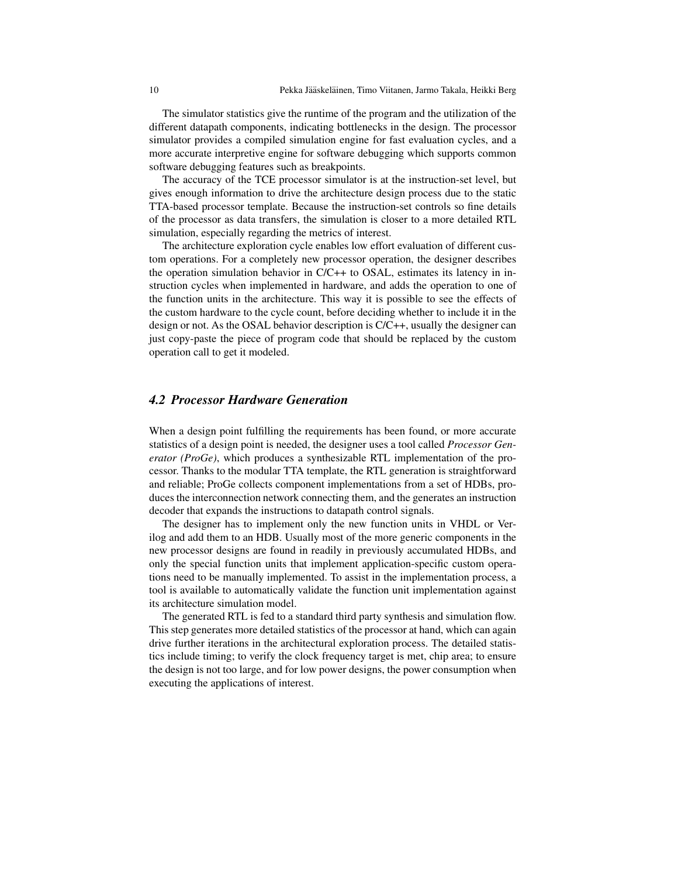The simulator statistics give the runtime of the program and the utilization of the different datapath components, indicating bottlenecks in the design. The processor simulator provides a compiled simulation engine for fast evaluation cycles, and a more accurate interpretive engine for software debugging which supports common software debugging features such as breakpoints.

The accuracy of the TCE processor simulator is at the instruction-set level, but gives enough information to drive the architecture design process due to the static TTA-based processor template. Because the instruction-set controls so fine details of the processor as data transfers, the simulation is closer to a more detailed RTL simulation, especially regarding the metrics of interest.

The architecture exploration cycle enables low effort evaluation of different custom operations. For a completely new processor operation, the designer describes the operation simulation behavior in C/C++ to OSAL, estimates its latency in instruction cycles when implemented in hardware, and adds the operation to one of the function units in the architecture. This way it is possible to see the effects of the custom hardware to the cycle count, before deciding whether to include it in the design or not. As the OSAL behavior description is C/C++, usually the designer can just copy-paste the piece of program code that should be replaced by the custom operation call to get it modeled.

### *4.2 Processor Hardware Generation*

When a design point fulfilling the requirements has been found, or more accurate statistics of a design point is needed, the designer uses a tool called *Processor Generator (ProGe)*, which produces a synthesizable RTL implementation of the processor. Thanks to the modular TTA template, the RTL generation is straightforward and reliable; ProGe collects component implementations from a set of HDBs, produces the interconnection network connecting them, and the generates an instruction decoder that expands the instructions to datapath control signals.

The designer has to implement only the new function units in VHDL or Verilog and add them to an HDB. Usually most of the more generic components in the new processor designs are found in readily in previously accumulated HDBs, and only the special function units that implement application-specific custom operations need to be manually implemented. To assist in the implementation process, a tool is available to automatically validate the function unit implementation against its architecture simulation model.

The generated RTL is fed to a standard third party synthesis and simulation flow. This step generates more detailed statistics of the processor at hand, which can again drive further iterations in the architectural exploration process. The detailed statistics include timing; to verify the clock frequency target is met, chip area; to ensure the design is not too large, and for low power designs, the power consumption when executing the applications of interest.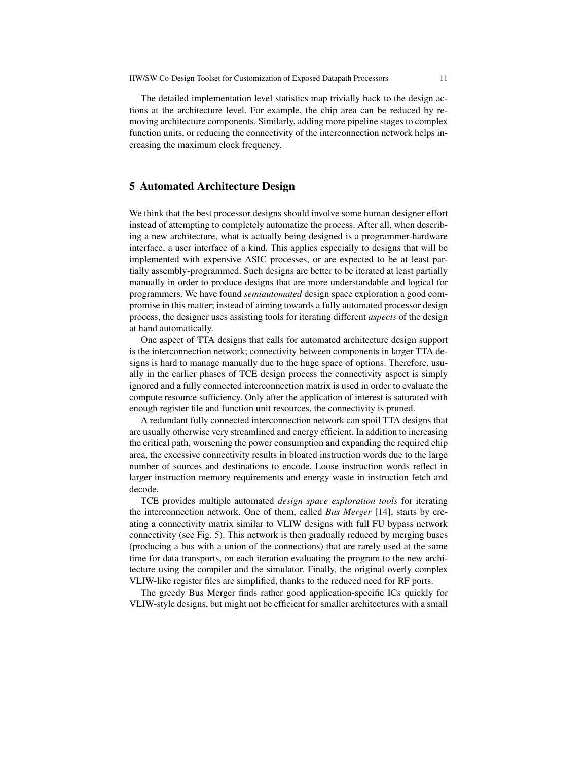The detailed implementation level statistics map trivially back to the design actions at the architecture level. For example, the chip area can be reduced by removing architecture components. Similarly, adding more pipeline stages to complex function units, or reducing the connectivity of the interconnection network helps increasing the maximum clock frequency.

## 5 Automated Architecture Design

We think that the best processor designs should involve some human designer effort instead of attempting to completely automatize the process. After all, when describing a new architecture, what is actually being designed is a programmer-hardware interface, a user interface of a kind. This applies especially to designs that will be implemented with expensive ASIC processes, or are expected to be at least partially assembly-programmed. Such designs are better to be iterated at least partially manually in order to produce designs that are more understandable and logical for programmers. We have found *semiautomated* design space exploration a good compromise in this matter; instead of aiming towards a fully automated processor design process, the designer uses assisting tools for iterating different *aspects* of the design at hand automatically.

One aspect of TTA designs that calls for automated architecture design support is the interconnection network; connectivity between components in larger TTA designs is hard to manage manually due to the huge space of options. Therefore, usually in the earlier phases of TCE design process the connectivity aspect is simply ignored and a fully connected interconnection matrix is used in order to evaluate the compute resource sufficiency. Only after the application of interest is saturated with enough register file and function unit resources, the connectivity is pruned.

A redundant fully connected interconnection network can spoil TTA designs that are usually otherwise very streamlined and energy efficient. In addition to increasing the critical path, worsening the power consumption and expanding the required chip area, the excessive connectivity results in bloated instruction words due to the large number of sources and destinations to encode. Loose instruction words reflect in larger instruction memory requirements and energy waste in instruction fetch and decode.

TCE provides multiple automated *design space exploration tools* for iterating the interconnection network. One of them, called *Bus Merger* [14], starts by creating a connectivity matrix similar to VLIW designs with full FU bypass network connectivity (see Fig. 5). This network is then gradually reduced by merging buses (producing a bus with a union of the connections) that are rarely used at the same time for data transports, on each iteration evaluating the program to the new architecture using the compiler and the simulator. Finally, the original overly complex VLIW-like register files are simplified, thanks to the reduced need for RF ports.

The greedy Bus Merger finds rather good application-specific ICs quickly for VLIW-style designs, but might not be efficient for smaller architectures with a small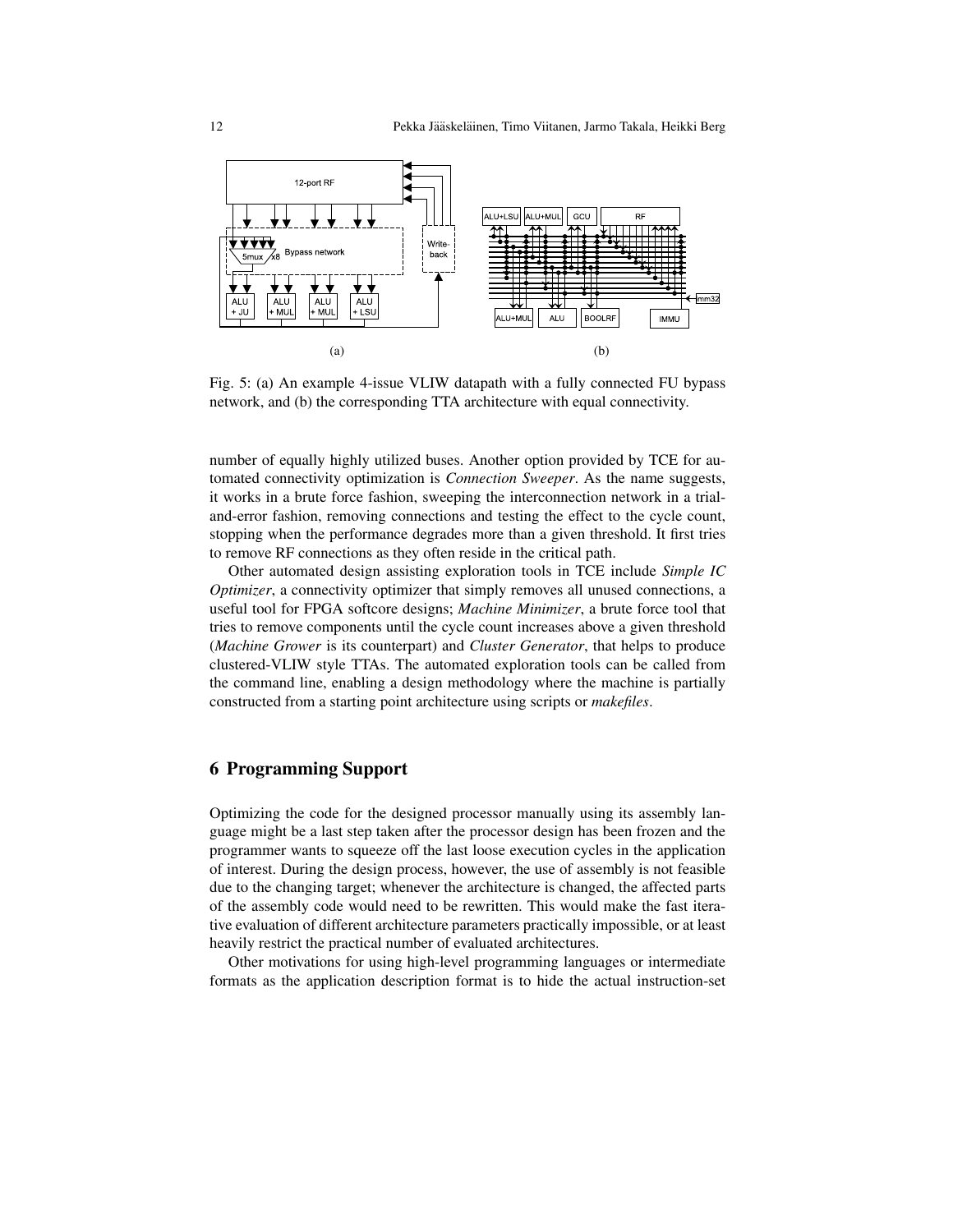Fig. 5: (a) An example 4-issue VLIW datapath with a fully connected FU bypass network, and (b) the corresponding TTA architecture with equal connectivity.

number of equally highly utilized buses. Another option provided by TCE for automated connectivity optimization is *Connection Sweeper*. As the name suggests, it works in a brute force fashion, sweeping the interconnection network in a trial-and-error fashion, removing connections and testing the effect to the cycle count, stopping when the performance degrades more than a given threshold. It first tries to remove RF connections as they often reside in the critical path.

Other automated design assisting exploration tools in TCE include *Simple IC Optimizer*, a connectivity optimizer that simply removes all unused connections, a useful tool for FPGA softcore designs; *Machine Minimizer*, a brute force tool that tries to remove components until the cycle count increases above a given threshold (*Machine Grower* is its counterpart) and *Cluster Generator*, that helps to produce clustered-VLIW style TTAs. The automated exploration tools can be called from the command line, enabling a design methodology where the machine is partially constructed from a starting point architecture using scripts or *makefiles*.

## 6 Programming Support

Optimizing the code for the designed processor manually using its assembly language might be a last step taken after the processor design has been frozen and the programmer wants to squeeze off the last loose execution cycles in the application of interest. During the design process, however, the use of assembly is not feasible due to the changing target; whenever the architecture is changed, the affected parts of the assembly code would need to be rewritten. This would make the fast iterative evaluation of different architecture parameters practically impossible, or at least heavily restrict the practical number of evaluated architectures.

Other motivations for using high-level programming languages or intermediate formats as the application description format is to hide the actual instruction-set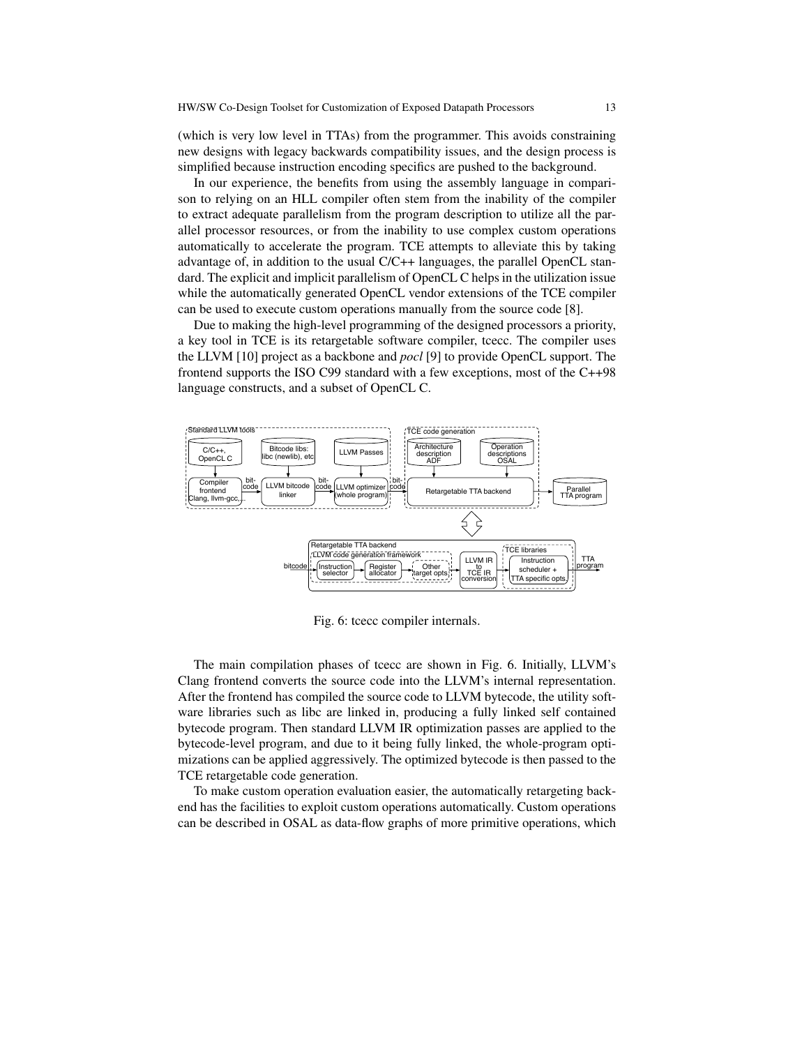(which is very low level in TTAs) from the programmer. This avoids constraining new designs with legacy backwards compatibility issues, and the design process is simplified because instruction encoding specifics are pushed to the background.

In our experience, the benefits from using the assembly language in comparison to relying on an HLL compiler often stem from the inability of the compiler to extract adequate parallelism from the program description to utilize all the parallel processor resources, or from the inability to use complex custom operations automatically to accelerate the program. TCE attempts to alleviate this by taking advantage of, in addition to the usual C/C++ languages, the parallel OpenCL standard. The explicit and implicit parallelism of OpenCL C helps in the utilization issue while the automatically generated OpenCL vendor extensions of the TCE compiler can be used to execute custom operations manually from the source code [8].

Due to making the high-level programming of the designed processors a priority, a key tool in TCE is its retargetable software compiler, tcecc. The compiler uses the LLVM [10] project as a backbone and *pocl* [9] to provide OpenCL support. The frontend supports the ISO C99 standard with a few exceptions, most of the C++98 language constructs, and a subset of OpenCL C.

Fig. 6: tcecc compiler internals.

The main compilation phases of tcecc are shown in Fig. 6. Initially, LLVM's Clang frontend converts the source code into the LLVM's internal representation. After the frontend has compiled the source code to LLVM bytecode, the utility software libraries such as libc are linked in, producing a fully linked self contained bytecode program. Then standard LLVM IR optimization passes are applied to the bytecode-level program, and due to it being fully linked, the whole-program optimizations can be applied aggressively. The optimized bytecode is then passed to the TCE retargetable code generation.

To make custom operation evaluation easier, the automatically retargeting backend has the facilities to exploit custom operations automatically. Custom operations can be described in OSAL as data-flow graphs of more primitive operations, which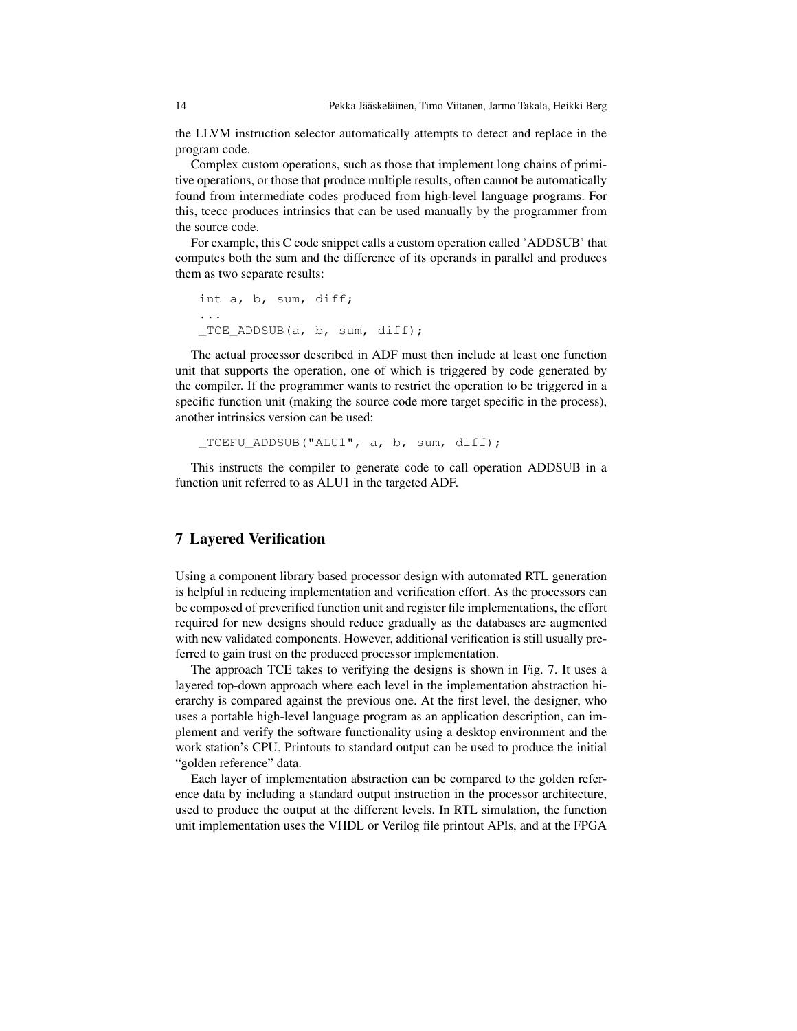the LLVM instruction selector automatically attempts to detect and replace in the program code.

Complex custom operations, such as those that implement long chains of primitive operations, or those that produce multiple results, often cannot be automatically found from intermediate codes produced from high-level language programs. For this, tcecc produces intrinsics that can be used manually by the programmer from the source code.

For example, this C code snippet calls a custom operation called 'ADDSUB' that computes both the sum and the difference of its operands in parallel and produces them as two separate results:

```
int a, b, sum, diff;
...
_TCE_ADDSUB(a, b, sum, diff);
```

The actual processor described in ADF must then include at least one function unit that supports the operation, one of which is triggered by code generated by the compiler. If the programmer wants to restrict the operation to be triggered in a specific function unit (making the source code more target specific in the process), another intrinsics version can be used:

```
_TCEFU_ADDSUB("ALU1", a, b, sum, diff);
```

This instructs the compiler to generate code to call operation ADDSUB in a function unit referred to as ALU1 in the targeted ADF.

## 7 Layered Verification

Using a component library based processor design with automated RTL generation is helpful in reducing implementation and verification effort. As the processors can be composed of preverified function unit and register file implementations, the effort required for new designs should reduce gradually as the databases are augmented with new validated components. However, additional verification is still usually preferred to gain trust on the produced processor implementation.

The approach TCE takes to verifying the designs is shown in Fig. 7. It uses a layered top-down approach where each level in the implementation abstraction hierarchy is compared against the previous one. At the first level, the designer, who uses a portable high-level language program as an application description, can implement and verify the software functionality using a desktop environment and the work station's CPU. Printouts to standard output can be used to produce the initial "golden reference" data.

Each layer of implementation abstraction can be compared to the golden reference data by including a standard output instruction in the processor architecture, used to produce the output at the different levels. In RTL simulation, the function unit implementation uses the VHDL or Verilog file printout APIs, and at the FPGA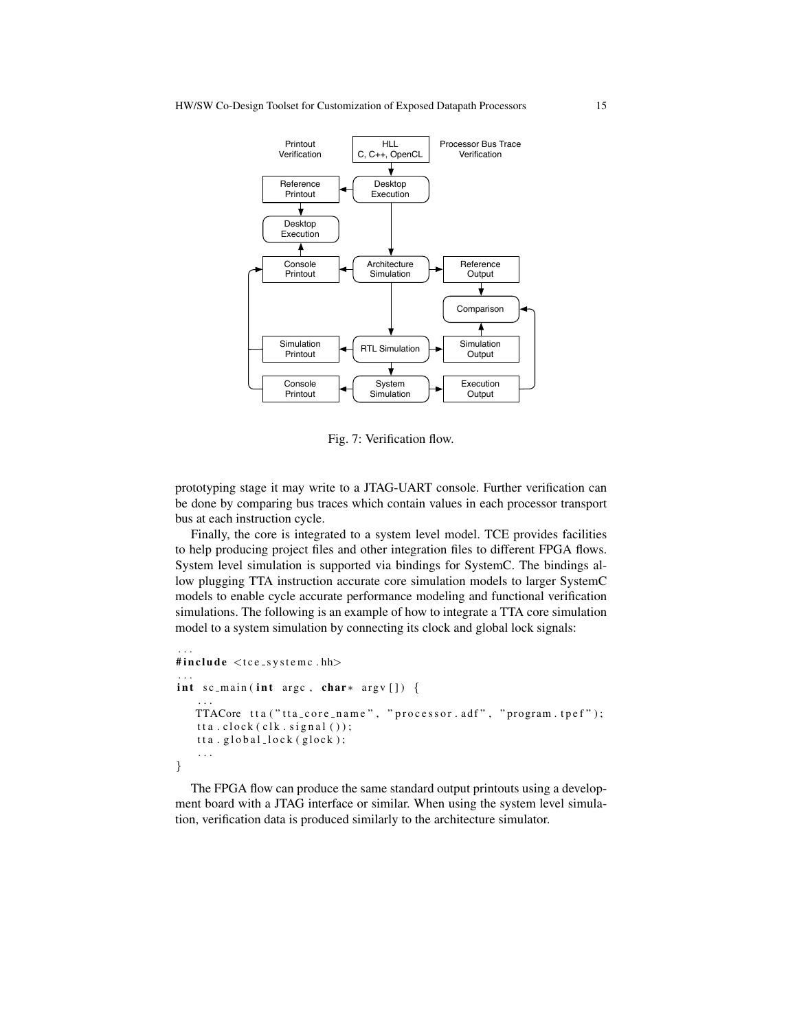Fig. 7: Verification flow.

prototyping stage it may write to a JTAG-UART console. Further verification can be done by comparing bus traces which contain values in each processor transport bus at each instruction cycle.

Finally, the core is integrated to a system level model. TCE provides facilities to help producing project files and other integration files to different FPGA flows. System level simulation is supported via bindings for SystemC. The bindings allow plugging TTA instruction accurate core simulation models to larger SystemC models to enable cycle accurate performance modeling and functional verification simulations. The following is an example of how to integrate a TTA core simulation model to a system simulation by connecting its clock and global lock signals:

```
...
#include <tce_systemc.hh>
...
int sc_main(int argc, char* argv[]) {
    ...
    TTACore tta("tta_core_name", "processor.adf", "program.tpef");
    tta.clock(clk.signal());
    tta.global_lock(glock);
    ...
}
```

The FPGA flow can produce the same standard output printouts using a development board with a JTAG interface or similar. When using the system level simulation, verification data is produced similarly to the architecture simulator.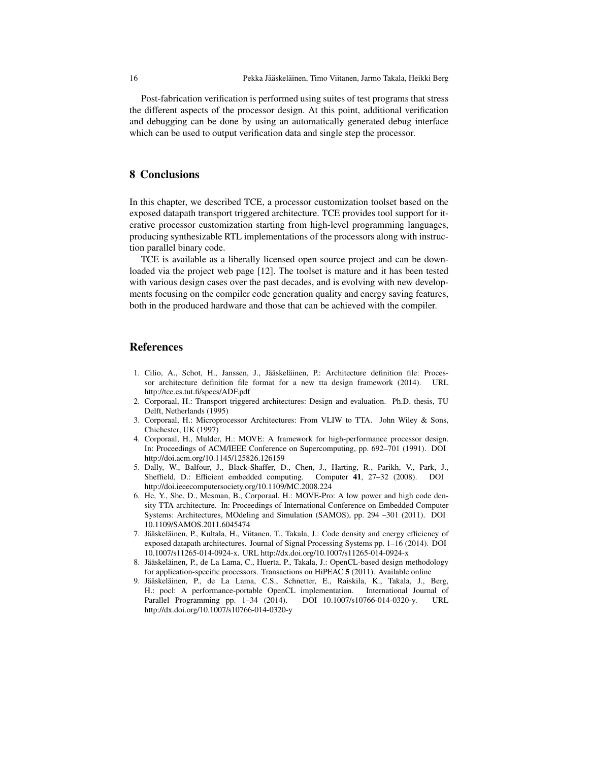Post-fabrication verification is performed using suites of test programs that stress the different aspects of the processor design. At this point, additional verification and debugging can be done by using an automatically generated debug interface which can be used to output verification data and single step the processor.

## 8 Conclusions

In this chapter, we described TCE, a processor customization toolset based on the exposed datapath transport triggered architecture. TCE provides tool support for iterative processor customization starting from high-level programming languages, producing synthesizable RTL implementations of the processors along with instruction parallel binary code.

TCE is available as a liberally licensed open source project and can be downloaded via the project web page [12]. The toolset is mature and it has been tested with various design cases over the past decades, and is evolving with new developments focusing on the compiler code generation quality and energy saving features, both in the produced hardware and those that can be achieved with the compiler.

## References

1. Cilio, A., Schot, H., Janssen, J., Jääskeläinen, P.: Architecture definition file: Processor architecture definition file format for a new tta design framework (2014). URL http://tce.cs.tut.fi/specs/ADF.pdf
2. Corporaal, H.: Transport triggered architectures: Design and evaluation. Ph.D. thesis, TU Delft, Netherlands (1995)
3. Corporaal, H.: Microprocessor Architectures: From VLIW to TTA. John Wiley & Sons, Chichester, UK (1997)
4. Corporaal, H., Mulder, H.: MOVE: A framework for high-performance processor design. In: Proceedings of ACM/IEEE Conference on Supercomputing, pp. 692–701 (1991). DOI http://doi.acm.org/10.1145/125826.126159
5. Dally, W., Balfour, J., Black-Shaffer, D., Chen, J., Harting, R., Parikh, V., Park, J., Sheffield, D.: Efficient embedded computing. Computer **41**, 27–32 (2008). DOI http://doi.ieeecomputersociety.org/10.1109/MC.2008.224
6. He, Y., She, D., Mesman, B., Corporaal, H.: MOVE-Pro: A low power and high code density TTA architecture. In: Proceedings of International Conference on Embedded Computer Systems: Architectures, MOdeling and Simulation (SAMOS), pp. 294 –301 (2011). DOI 10.1109/SAMOS.2011.6045474
7. Jääskeläinen, P., Kultala, H., Viitanen, T., Takala, J.: Code density and energy efficiency of exposed datapath architectures. Journal of Signal Processing Systems pp. 1–16 (2014). DOI 10.1007/s11265-014-0924-x. URL http://dx.doi.org/10.1007/s11265-014-0924-x
8. Jääskeläinen, P., de La Lama, C., Huerta, P., Takala, J.: OpenCL-based design methodology for application-specific processors. Transactions on HiPEAC **5** (2011). Available online
9. Jääskeläinen, P., de La Lama, C.S., Schnetter, E., Raiskila, K., Takala, J., Berg, H.: pocl: A performance-portable OpenCL implementation. International Journal of Parallel Programming pp. 1–34 (2014). DOI 10.1007/s10766-014-0320-y. URL http://dx.doi.org/10.1007/s10766-014-0320-y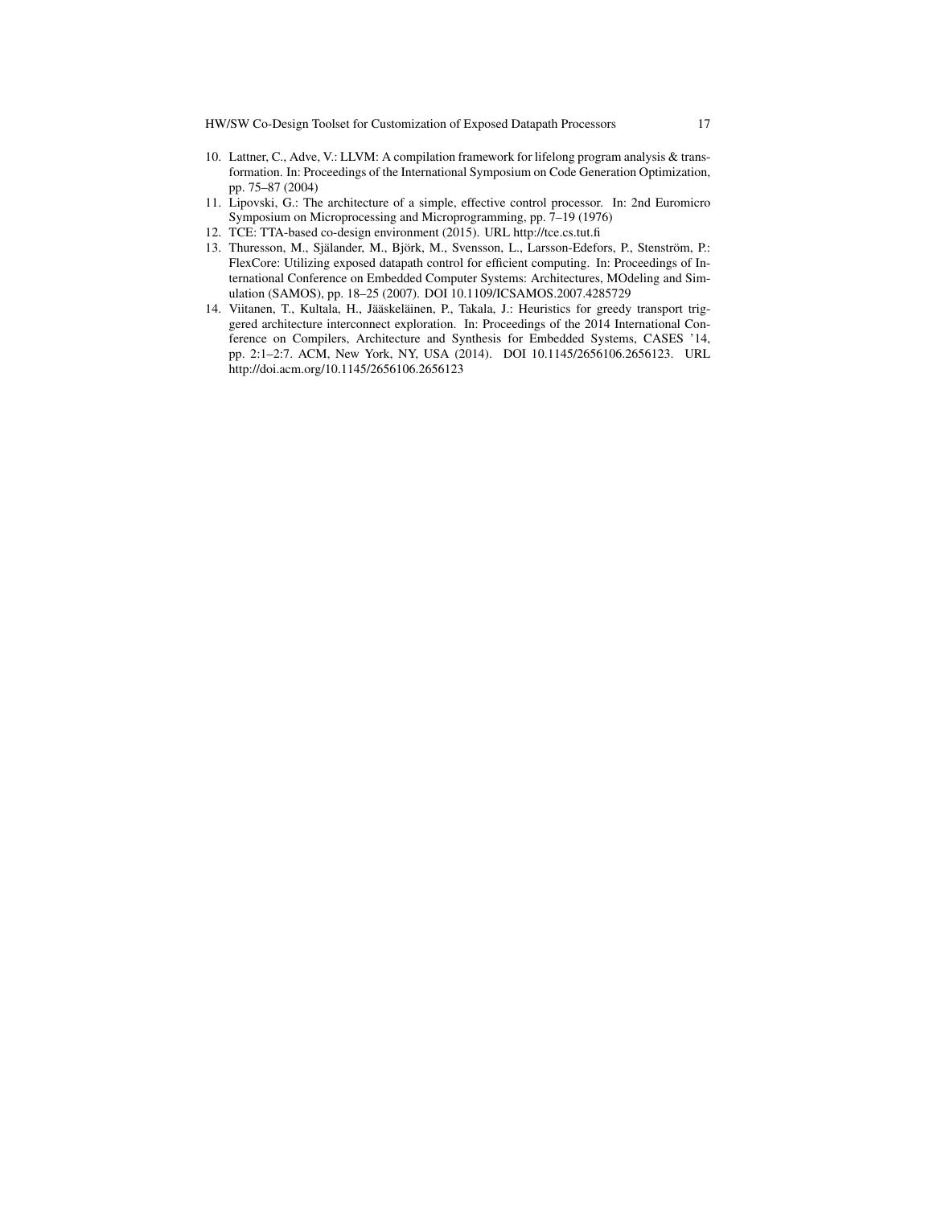10. Lattner, C., Adve, V.: LLVM: A compilation framework for lifelong program analysis & transformation. In: Proceedings of the International Symposium on Code Generation Optimization, pp. 75–87 (2004)
11. Lipovski, G.: The architecture of a simple, effective control processor. In: 2nd Euromicro Symposium on Microprocessing and Microprogramming, pp. 7–19 (1976)
12. TCE: TTA-based co-design environment (2015). URL http://tce.cs.tut.fi
13. Thuresson, M., Själander, M., Björk, M., Svensson, L., Larsson-Edefors, P., Stenström, P.: FlexCore: Utilizing exposed datapath control for efficient computing. In: Proceedings of International Conference on Embedded Computer Systems: Architectures, MOdeling and Simulation (SAMOS), pp. 18–25 (2007). DOI 10.1109/ICSAMOS.2007.4285729
14. Viitanen, T., Kultala, H., Jääskeläinen, P., Takala, J.: Heuristics for greedy transport triggered architecture interconnect exploration. In: Proceedings of the 2014 International Conference on Compilers, Architecture and Synthesis for Embedded Systems, CASES '14, pp. 2:1–2:7. ACM, New York, NY, USA (2014). DOI 10.1145/2656106.2656123. URL http://doi.acm.org/10.1145/2656106.2656123